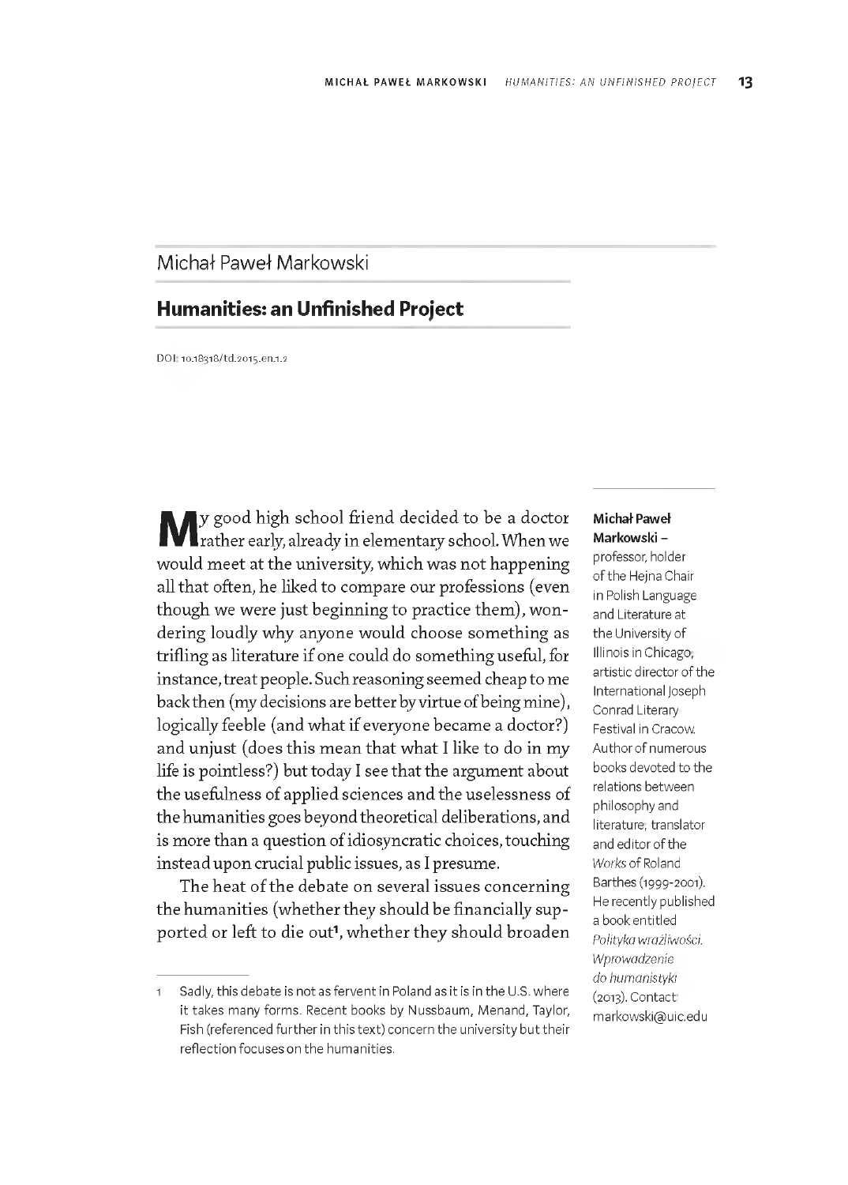Michał Paweł Markowski

# Humanities: an Unfinished Project

DOI: 10.18318/td.2015.en.1.2

My good high school friend decided to be a doctor rather early, already in elementary school. When we would meet at the university, which was not happening all that often, he liked to compare our professions (even though we were just beginning to practice them), wondering loudly why anyone would choose something as trifling as literature if one could do something useful, for instance, treat people. Such reasoning seemed cheap to me back then (my decisions are better by virtue of being mine), logically feeble (and what if everyone became a doctor?) and unjust (does this mean that what I like to do in my life is pointless?) but today I see that the argument about the usefulness of applied sciences and the uselessness of the humanities goes beyond theoretical deliberations, and is more than a question of idiosyncratic choices, touching instead upon crucial public issues, as I presume.

The heat of the debate on several issues concerning the humanities (whether they should be financially supported or left to die out[1], whether they should broaden

**Michał Paweł Markowski** – professor, holder of the Hejna Chair in Polish Language and Literature at the University of Illinois in Chicago, artistic director of the International Joseph Conrad Literary Festival in Cracow. Author of numerous books devoted to the relations between philosophy and literature; translator and editor of the *Works* of Roland Barthes (1999-2001). He recently published a book entitled *Polityka wrażliwości. Wprowadzenie do humanistyki* (2013). Contact: markowski@uic.edu

---

1 Sadly, this debate is not as fervent in Poland as it is in the U.S. where it takes many forms. Recent books by Nussbaum, Menand, Taylor, Fish (referenced further in this text) concern the university but their reflection focuses on the humanities.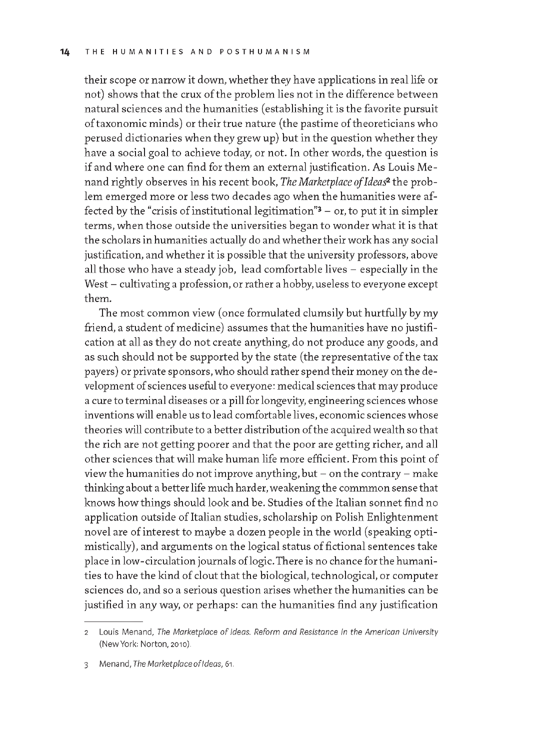their scope or narrow it down, whether they have applications in real life or not) shows that the crux of the problem lies not in the difference between natural sciences and the humanities (establishing it is the favorite pursuit of taxonomic minds) or their true nature (the pastime of theoreticians who perused dictionaries when they grew up) but in the question whether they have a social goal to achieve today, or not. In other words, the question is if and where one can find for them an external justification. As Louis Menand rightly observes in his recent book, *The Marketplace of Ideas*[2] the problem emerged more or less two decades ago when the humanities were affected by the "crisis of institutional legitimation"[3] – or, to put it in simpler terms, when those outside the universities began to wonder what it is that the scholars in humanities actually do and whether their work has any social justification, and whether it is possible that the university professors, above all those who have a steady job, lead comfortable lives – especially in the West – cultivating a profession, or rather a hobby, useless to everyone except them.

The most common view (once formulated clumsily but hurtfully by my friend, a student of medicine) assumes that the humanities have no justification at all as they do not create anything, do not produce any goods, and as such should not be supported by the state (the representative of the tax payers) or private sponsors, who should rather spend their money on the development of sciences useful to everyone: medical sciences that may produce a cure to terminal diseases or a pill for longevity, engineering sciences whose inventions will enable us to lead comfortable lives, economic sciences whose theories will contribute to a better distribution of the acquired wealth so that the rich are not getting poorer and that the poor are getting richer, and all other sciences that will make human life more efficient. From this point of view the humanities do not improve anything, but – on the contrary – make thinking about a better life much harder, weakening the commmon sense that knows how things should look and be. Studies of the Italian sonnet find no application outside of Italian studies, scholarship on Polish Enlightenment novel are of interest to maybe a dozen people in the world (speaking optimistically), and arguments on the logical status of fictional sentences take place in low-circulation journals of logic. There is no chance for the humanities to have the kind of clout that the biological, technological, or computer sciences do, and so a serious question arises whether the humanities can be justified in any way, or perhaps: can the humanities find any justification

---

2 Louis Menand, *The Marketplace of Ideas. Reform and Resistance in the American University* (New York: Norton, 2010).

3 Menand, *The Marketplace of Ideas*, 61.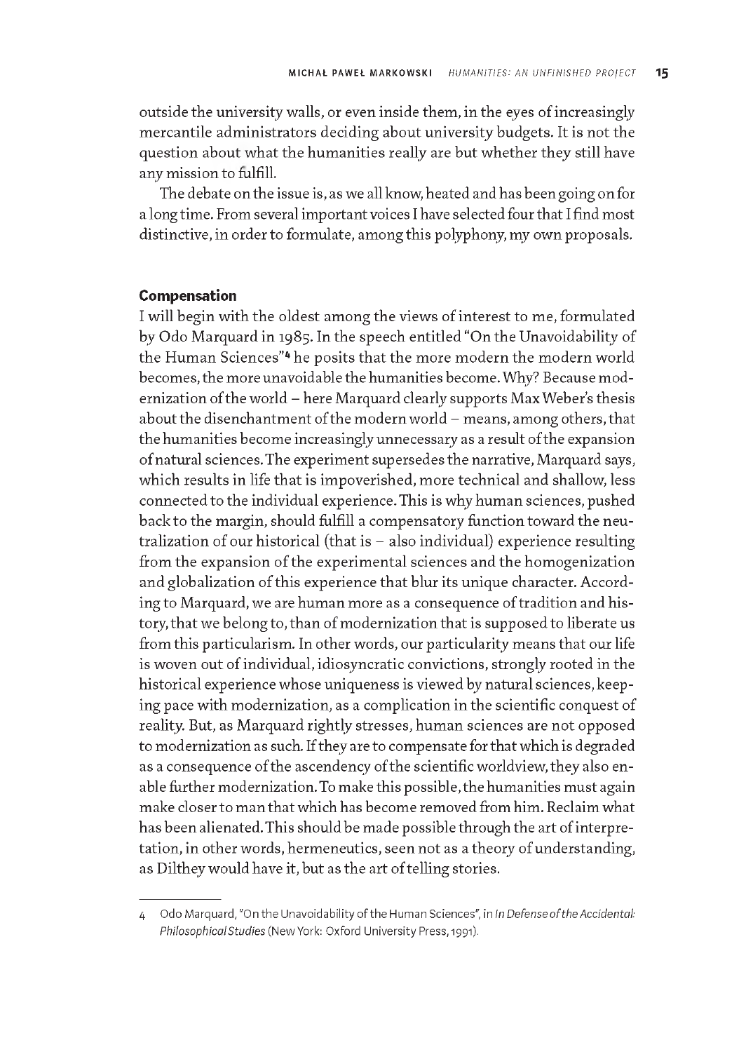outside the university walls, or even inside them, in the eyes of increasingly mercantile administrators deciding about university budgets. It is not the question about what the humanities really are but whether they still have any mission to fulfill.

The debate on the issue is, as we all know, heated and has been going on for a long time. From several important voices I have selected four that I find most distinctive, in order to formulate, among this polyphony, my own proposals.

## Compensation

I will begin with the oldest among the views of interest to me, formulated by Odo Marquard in 1985. In the speech entitled "On the Unavoidability of the Human Sciences"[4] he posits that the more modern the modern world becomes, the more unavoidable the humanities become. Why? Because modernization of the world – here Marquard clearly supports Max Weber's thesis about the disenchantment of the modern world – means, among others, that the humanities become increasingly unnecessary as a result of the expansion of natural sciences. The experiment supersedes the narrative, Marquard says, which results in life that is impoverished, more technical and shallow, less connected to the individual experience. This is why human sciences, pushed back to the margin, should fulfill a compensatory function toward the neutralization of our historical (that is – also individual) experience resulting from the expansion of the experimental sciences and the homogenization and globalization of this experience that blur its unique character. According to Marquard, we are human more as a consequence of tradition and history, that we belong to, than of modernization that is supposed to liberate us from this particularism. In other words, our particularity means that our life is woven out of individual, idiosyncratic convictions, strongly rooted in the historical experience whose uniqueness is viewed by natural sciences, keeping pace with modernization, as a complication in the scientific conquest of reality. But, as Marquard rightly stresses, human sciences are not opposed to modernization as such. If they are to compensate for that which is degraded as a consequence of the ascendency of the scientific worldview, they also enable further modernization. To make this possible, the humanities must again make closer to man that which has become removed from him. Reclaim what has been alienated. This should be made possible through the art of interpretation, in other words, hermeneutics, seen not as a theory of understanding, as Dilthey would have it, but as the art of telling stories.

---

4 Odo Marquard, "On the Unavoidability of the Human Sciences", in *In Defense of the Accidental: Philosophical Studies* (New York: Oxford University Press, 1991).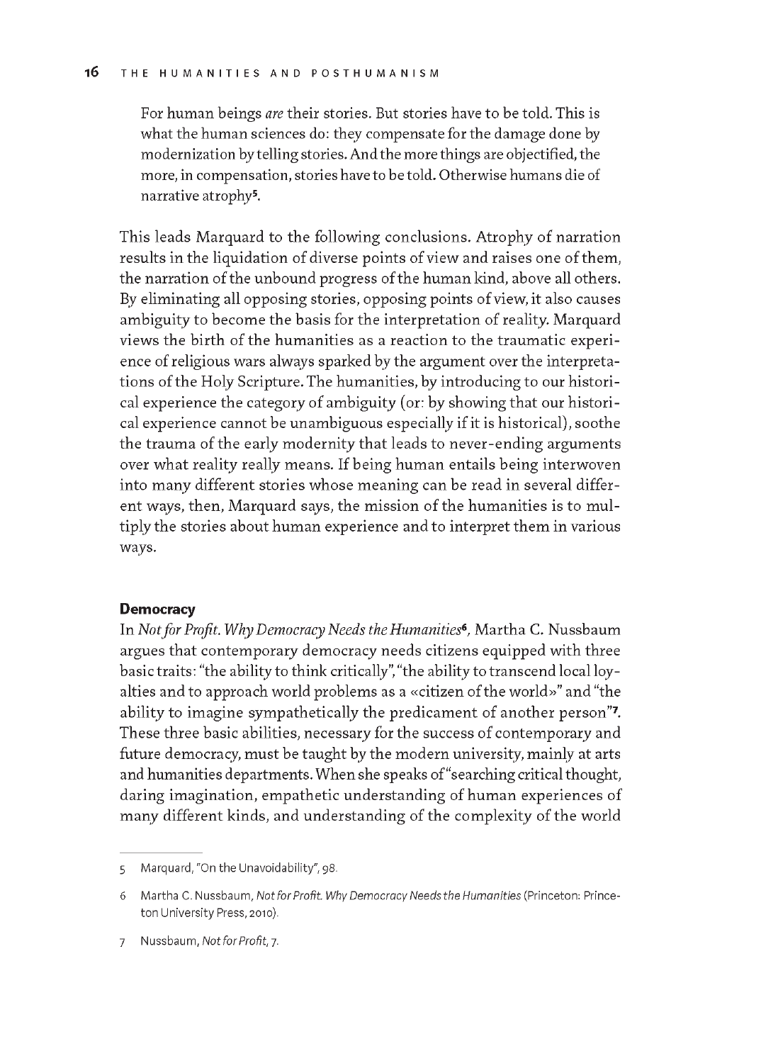> For human beings *are* their stories. But stories have to be told. This is what the human sciences do: they compensate for the damage done by modernization by telling stories. And the more things are objectified, the more, in compensation, stories have to be told. Otherwise humans die of narrative atrophy[5].

This leads Marquard to the following conclusions. Atrophy of narration results in the liquidation of diverse points of view and raises one of them, the narration of the unbound progress of the human kind, above all others. By eliminating all opposing stories, opposing points of view, it also causes ambiguity to become the basis for the interpretation of reality. Marquard views the birth of the humanities as a reaction to the traumatic experience of religious wars always sparked by the argument over the interpretations of the Holy Scripture. The humanities, by introducing to our historical experience the category of ambiguity (or: by showing that our historical experience cannot be unambiguous especially if it is historical), soothe the trauma of the early modernity that leads to never-ending arguments over what reality really means. If being human entails being interwoven into many different stories whose meaning can be read in several different ways, then, Marquard says, the mission of the humanities is to multiply the stories about human experience and to interpret them in various ways.

### Democracy

In *Not for Profit. Why Democracy Needs the Humanities*[6], Martha C. Nussbaum argues that contemporary democracy needs citizens equipped with three basic traits: "the ability to think critically", "the ability to transcend local loyalties and to approach world problems as a «citizen of the world»" and "the ability to imagine sympathetically the predicament of another person"[7]. These three basic abilities, necessary for the success of contemporary and future democracy, must be taught by the modern university, mainly at arts and humanities departments. When she speaks of "searching critical thought, daring imagination, empathetic understanding of human experiences of many different kinds, and understanding of the complexity of the world

---

5 Marquard, "On the Unavoidability", 98.

6 Martha C. Nussbaum, *Not for Profit. Why Democracy Needs the Humanities* (Princeton: Princeton University Press, 2010).

7 Nussbaum, *Not for Profit*, 7.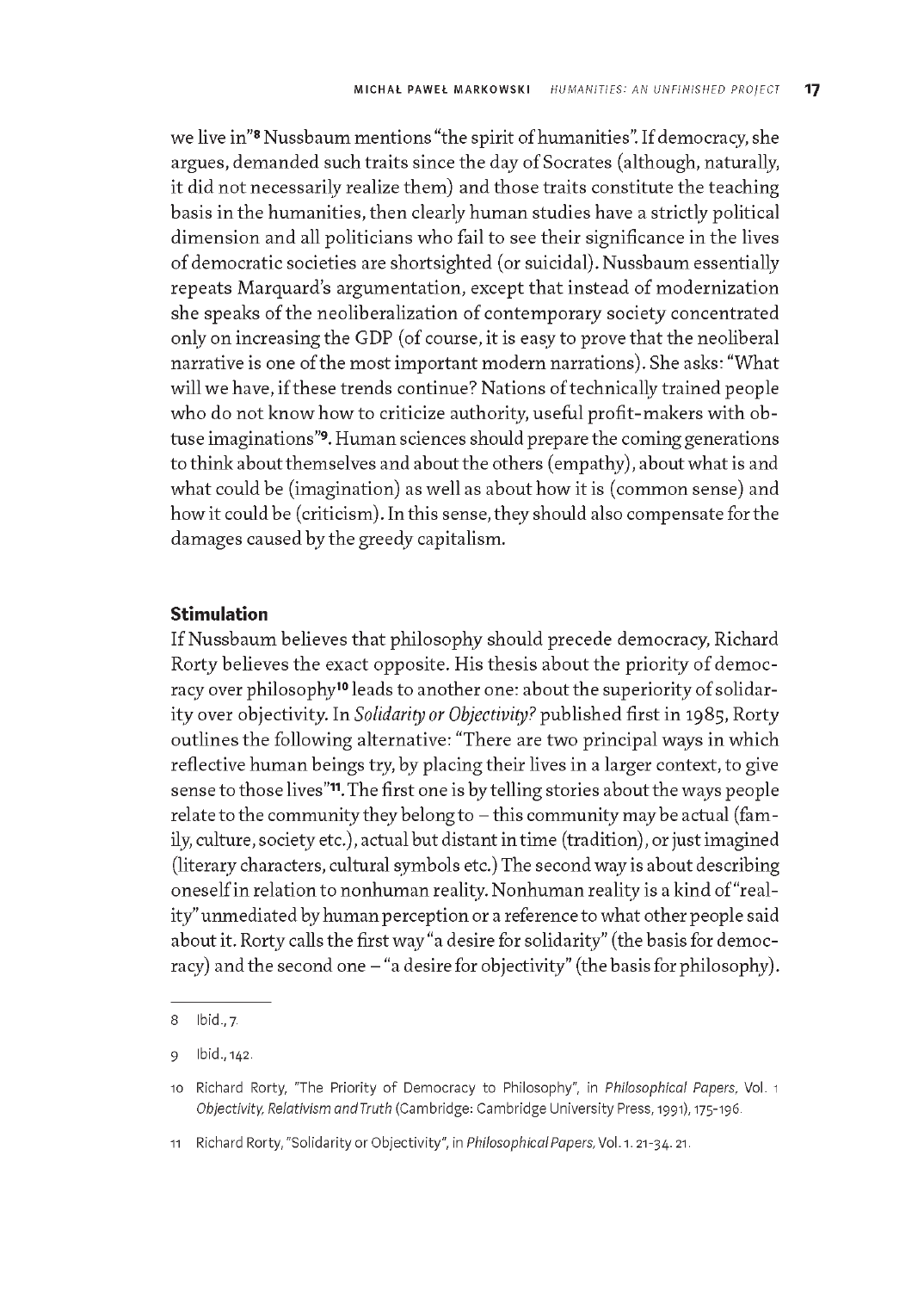we live in"[8] Nussbaum mentions "the spirit of humanities". If democracy, she argues, demanded such traits since the day of Socrates (although, naturally, it did not necessarily realize them) and those traits constitute the teaching basis in the humanities, then clearly human studies have a strictly political dimension and all politicians who fail to see their significance in the lives of democratic societies are shortsighted (or suicidal). Nussbaum essentially repeats Marquard's argumentation, except that instead of modernization she speaks of the neoliberalization of contemporary society concentrated only on increasing the GDP (of course, it is easy to prove that the neoliberal narrative is one of the most important modern narrations). She asks: "What will we have, if these trends continue? Nations of technically trained people who do not know how to criticize authority, useful profit-makers with obtuse imaginations"[9]. Human sciences should prepare the coming generations to think about themselves and about the others (empathy), about what is and what could be (imagination) as well as about how it is (common sense) and how it could be (criticism). In this sense, they should also compensate for the damages caused by the greedy capitalism.

### Stimulation

If Nussbaum believes that philosophy should precede democracy, Richard Rorty believes the exact opposite. His thesis about the priority of democracy over philosophy[10] leads to another one: about the superiority of solidarity over objectivity. In *Solidarity or Objectivity?* published first in 1985, Rorty outlines the following alternative: "There are two principal ways in which reflective human beings try, by placing their lives in a larger context, to give sense to those lives"[11]. The first one is by telling stories about the ways people relate to the community they belong to – this community may be actual (family, culture, society etc.), actual but distant in time (tradition), or just imagined (literary characters, cultural symbols etc.) The second way is about describing oneself in relation to nonhuman reality. Nonhuman reality is a kind of "reality" unmediated by human perception or a reference to what other people said about it. Rorty calls the first way "a desire for solidarity" (the basis for democracy) and the second one – "a desire for objectivity" (the basis for philosophy).

---

8 Ibid., 7.

9 Ibid., 142.

10 Richard Rorty, "The Priority of Democracy to Philosophy", in *Philosophical Papers*, Vol. 1 *Objectivity, Relativism and Truth* (Cambridge: Cambridge University Press, 1991), 175-196.

11 Richard Rorty, "Solidarity or Objectivity", in *Philosophical Papers*, Vol. 1. 21-34. 21.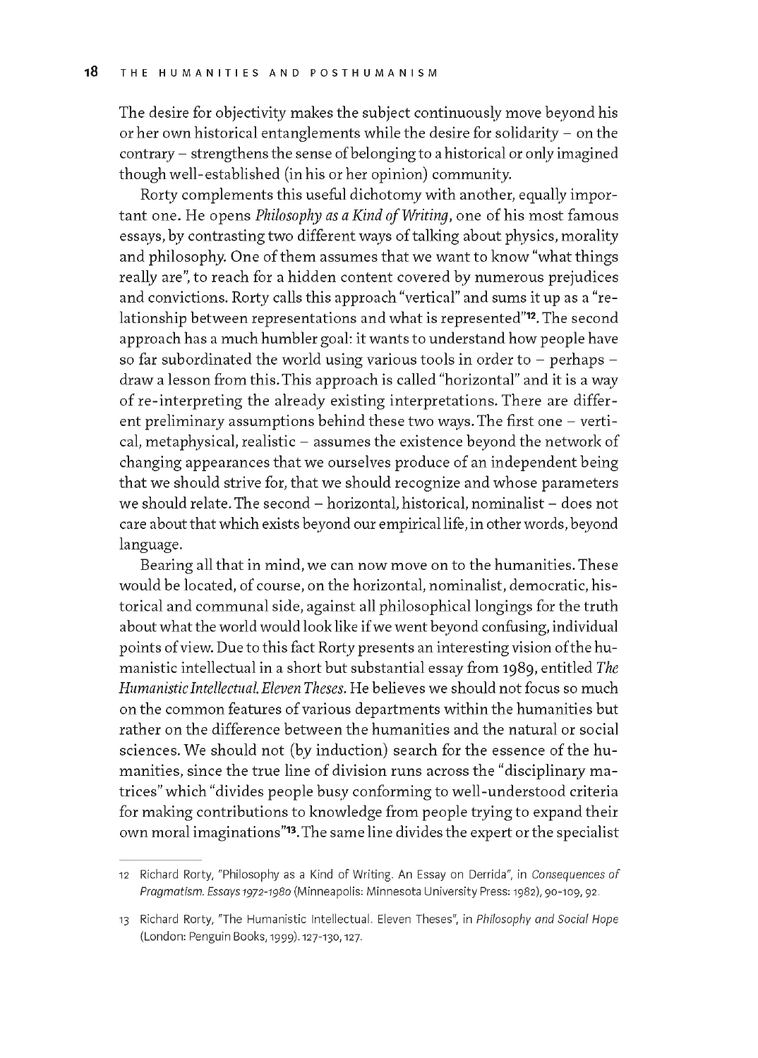The desire for objectivity makes the subject continuously move beyond his or her own historical entanglements while the desire for solidarity – on the contrary – strengthens the sense of belonging to a historical or only imagined though well-established (in his or her opinion) community.

Rorty complements this useful dichotomy with another, equally important one. He opens *Philosophy as a Kind of Writing*, one of his most famous essays, by contrasting two different ways of talking about physics, morality and philosophy. One of them assumes that we want to know "what things really are", to reach for a hidden content covered by numerous prejudices and convictions. Rorty calls this approach "vertical" and sums it up as a "relationship between representations and what is represented"[12]. The second approach has a much humbler goal: it wants to understand how people have so far subordinated the world using various tools in order to – perhaps – draw a lesson from this. This approach is called "horizontal" and it is a way of re-interpreting the already existing interpretations. There are different preliminary assumptions behind these two ways. The first one – vertical, metaphysical, realistic – assumes the existence beyond the network of changing appearances that we ourselves produce of an independent being that we should strive for, that we should recognize and whose parameters we should relate. The second – horizontal, historical, nominalist – does not care about that which exists beyond our empirical life, in other words, beyond language.

Bearing all that in mind, we can now move on to the humanities. These would be located, of course, on the horizontal, nominalist, democratic, historical and communal side, against all philosophical longings for the truth about what the world would look like if we went beyond confusing, individual points of view. Due to this fact Rorty presents an interesting vision of the humanistic intellectual in a short but substantial essay from 1989, entitled *The Humanistic Intellectual. Eleven Theses*. He believes we should not focus so much on the common features of various departments within the humanities but rather on the difference between the humanities and the natural or social sciences. We should not (by induction) search for the essence of the humanities, since the true line of division runs across the "disciplinary matrices" which "divides people busy conforming to well-understood criteria for making contributions to knowledge from people trying to expand their own moral imaginations"[13]. The same line divides the expert or the specialist

12 Richard Rorty, "Philosophy as a Kind of Writing. An Essay on Derrida", in *Consequences of Pragmatism. Essays 1972-1980* (Minneapolis: Minnesota University Press: 1982), 90-109, 92.

13 Richard Rorty, "The Humanistic Intellectual. Eleven Theses", in *Philosophy and Social Hope* (London: Penguin Books, 1999). 127-130, 127.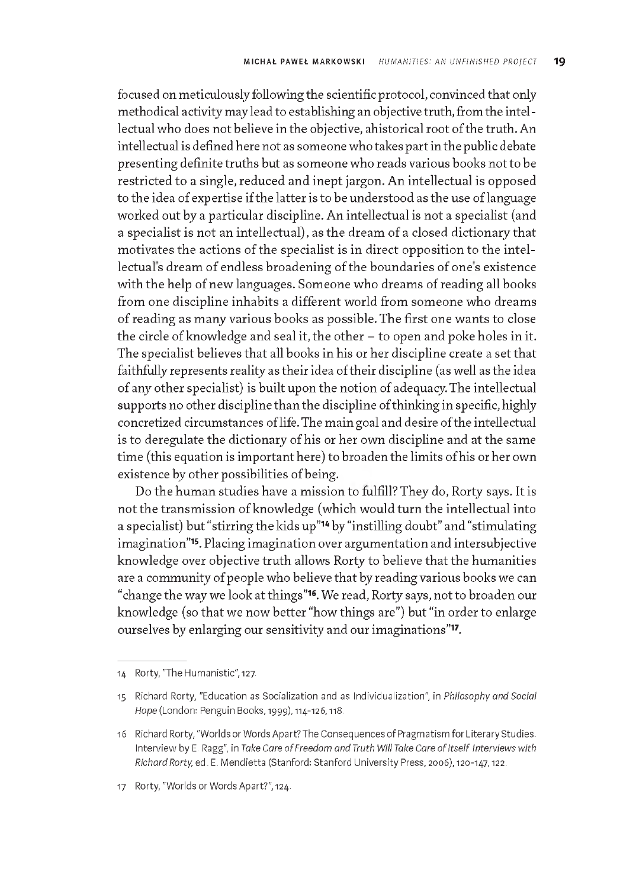focused on meticulously following the scientific protocol, convinced that only methodical activity may lead to establishing an objective truth, from the intellectual who does not believe in the objective, ahistorical root of the truth. An intellectual is defined here not as someone who takes part in the public debate presenting definite truths but as someone who reads various books not to be restricted to a single, reduced and inept jargon. An intellectual is opposed to the idea of expertise if the latter is to be understood as the use of language worked out by a particular discipline. An intellectual is not a specialist (and a specialist is not an intellectual), as the dream of a closed dictionary that motivates the actions of the specialist is in direct opposition to the intellectual's dream of endless broadening of the boundaries of one's existence with the help of new languages. Someone who dreams of reading all books from one discipline inhabits a different world from someone who dreams of reading as many various books as possible. The first one wants to close the circle of knowledge and seal it, the other – to open and poke holes in it. The specialist believes that all books in his or her discipline create a set that faithfully represents reality as their idea of their discipline (as well as the idea of any other specialist) is built upon the notion of adequacy. The intellectual supports no other discipline than the discipline of thinking in specific, highly concretized circumstances of life. The main goal and desire of the intellectual is to deregulate the dictionary of his or her own discipline and at the same time (this equation is important here) to broaden the limits of his or her own existence by other possibilities of being.

Do the human studies have a mission to fulfill? They do, Rorty says. It is not the transmission of knowledge (which would turn the intellectual into a specialist) but "stirring the kids up"[14] by "instilling doubt" and "stimulating imagination"[15]. Placing imagination over argumentation and intersubjective knowledge over objective truth allows Rorty to believe that the humanities are a community of people who believe that by reading various books we can "change the way we look at things"[16]. We read, Rorty says, not to broaden our knowledge (so that we now better "how things are") but "in order to enlarge ourselves by enlarging our sensitivity and our imaginations"[17].

---

14 Rorty, "The Humanistic", 127.

15 Richard Rorty, "Education as Socialization and as Individualization", in *Philosophy and Social Hope* (London: Penguin Books, 1999), 114-126, 118.

16 Richard Rorty, "Worlds or Words Apart? The Consequences of Pragmatism for Literary Studies. Interview by E. Ragg", in *Take Care of Freedom and Truth Will Take Care of Itself Interviews with Richard Rorty*, ed. E. Mendietta (Stanford: Stanford University Press, 2006), 120-147, 122.

17 Rorty, "Worlds or Words Apart?", 124.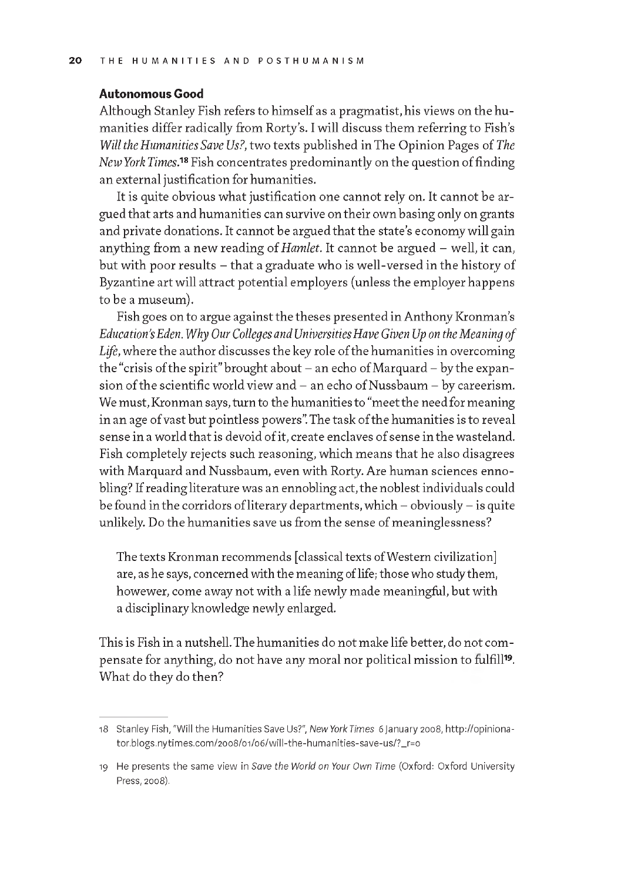### Autonomous Good

Although Stanley Fish refers to himself as a pragmatist, his views on the humanities differ radically from Rorty's. I will discuss them referring to Fish's *Will the Humanities Save Us?*, two texts published in The Opinion Pages of *The New York Times*.[18] Fish concentrates predominantly on the question of finding an external justification for humanities.

It is quite obvious what justification one cannot rely on. It cannot be argued that arts and humanities can survive on their own basing only on grants and private donations. It cannot be argued that the state's economy will gain anything from a new reading of *Hamlet*. It cannot be argued – well, it can, but with poor results – that a graduate who is well-versed in the history of Byzantine art will attract potential employers (unless the employer happens to be a museum).

Fish goes on to argue against the theses presented in Anthony Kronman's *Education's Eden. Why Our Colleges and Universities Have Given Up on the Meaning of Life*, where the author discusses the key role of the humanities in overcoming the "crisis of the spirit" brought about – an echo of Marquard – by the expansion of the scientific world view and – an echo of Nussbaum – by careerism. We must, Kronman says, turn to the humanities to "meet the need for meaning in an age of vast but pointless powers". The task of the humanities is to reveal sense in a world that is devoid of it, create enclaves of sense in the wasteland. Fish completely rejects such reasoning, which means that he also disagrees with Marquard and Nussbaum, even with Rorty. Are human sciences ennobling? If reading literature was an ennobling act, the noblest individuals could be found in the corridors of literary departments, which – obviously – is quite unlikely. Do the humanities save us from the sense of meaninglessness?

> The texts Kronman recommends [classical texts of Western civilization] are, as he says, concerned with the meaning of life; those who study them, however, come away not with a life newly made meaningful, but with a disciplinary knowledge newly enlarged.

This is Fish in a nutshell. The humanities do not make life better, do not compensate for anything, do not have any moral nor political mission to fulfill[19]. What do they do then?

---

18 Stanley Fish, "Will the Humanities Save Us?", *New York Times* 6 January 2008, http://opinionator.blogs.nytimes.com/2008/01/06/will-the-humanities-save-us/?_r=0

19 He presents the same view in *Save the World on Your Own Time* (Oxford: Oxford University Press, 2008).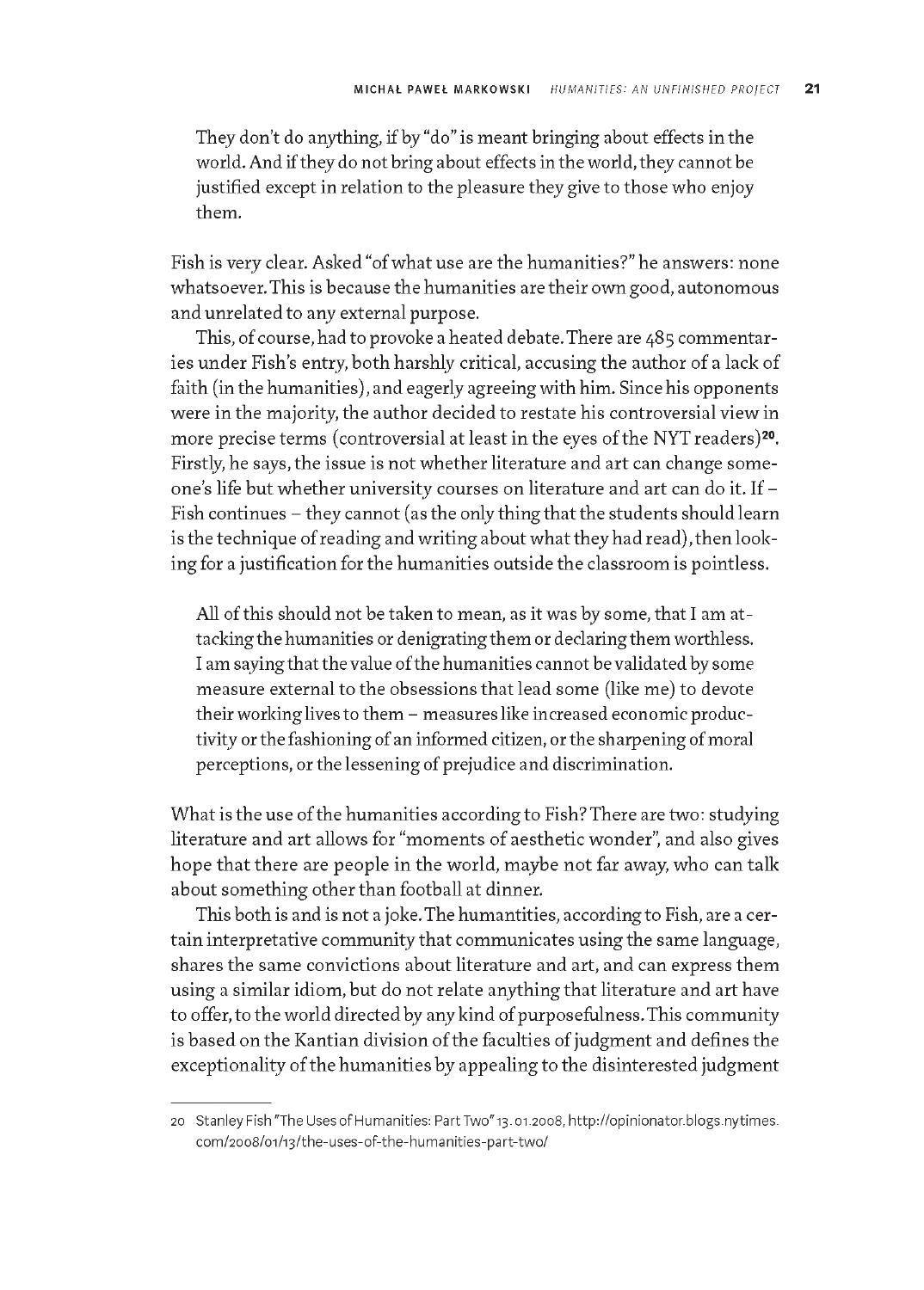> They don't do anything, if by "do" is meant bringing about effects in the world. And if they do not bring about effects in the world, they cannot be justified except in relation to the pleasure they give to those who enjoy them.

Fish is very clear. Asked "of what use are the humanities?" he answers: none whatsoever. This is because the humanities are their own good, autonomous and unrelated to any external purpose.

This, of course, had to provoke a heated debate. There are 485 commentaries under Fish's entry, both harshly critical, accusing the author of a lack of faith (in the humanities), and eagerly agreeing with him. Since his opponents were in the majority, the author decided to restate his controversial view in more precise terms (controversial at least in the eyes of the NYT readers)[20]. Firstly, he says, the issue is not whether literature and art can change someone's life but whether university courses on literature and art can do it. If – Fish continues – they cannot (as the only thing that the students should learn is the technique of reading and writing about what they had read), then looking for a justification for the humanities outside the classroom is pointless.

> All of this should not be taken to mean, as it was by some, that I am attacking the humanities or denigrating them or declaring them worthless. I am saying that the value of the humanities cannot be validated by some measure external to the obsessions that lead some (like me) to devote their working lives to them – measures like increased economic productivity or the fashioning of an informed citizen, or the sharpening of moral perceptions, or the lessening of prejudice and discrimination.

What is the use of the humanities according to Fish? There are two: studying literature and art allows for "moments of aesthetic wonder", and also gives hope that there are people in the world, maybe not far away, who can talk about something other than football at dinner.

This both is and is not a joke. The humantities, according to Fish, are a certain interpretative community that communicates using the same language, shares the same convictions about literature and art, and can express them using a similar idiom, but do not relate anything that literature and art have to offer, to the world directed by any kind of purposefulness. This community is based on the Kantian division of the faculties of judgment and defines the exceptionality of the humanities by appealing to the disinterested judgment

---

20 Stanley Fish "The Uses of Humanities: Part Two" 13. 01.2008, http://opinionator.blogs.nytimes.com/2008/01/13/the-uses-of-the-humanities-part-two/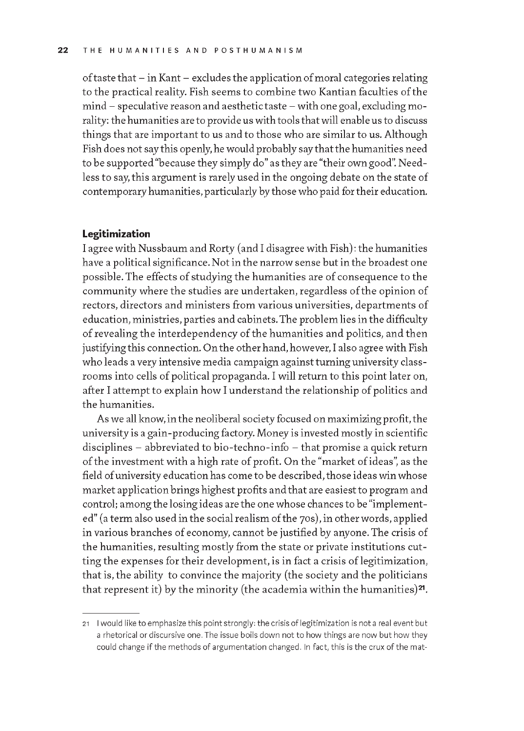of taste that – in Kant – excludes the application of moral categories relating to the practical reality. Fish seems to combine two Kantian faculties of the mind – speculative reason and aesthetic taste – with one goal, excluding morality: the humanities are to provide us with tools that will enable us to discuss things that are important to us and to those who are similar to us. Although Fish does not say this openly, he would probably say that the humanities need to be supported "because they simply do" as they are "their own good". Needless to say, this argument is rarely used in the ongoing debate on the state of contemporary humanities, particularly by those who paid for their education.

### Legitimization

I agree with Nussbaum and Rorty (and I disagree with Fish): the humanities have a political significance. Not in the narrow sense but in the broadest one possible. The effects of studying the humanities are of consequence to the community where the studies are undertaken, regardless of the opinion of rectors, directors and ministers from various universities, departments of education, ministries, parties and cabinets. The problem lies in the difficulty of revealing the interdependency of the humanities and politics, and then justifying this connection. On the other hand, however, I also agree with Fish who leads a very intensive media campaign against turning university classrooms into cells of political propaganda. I will return to this point later on, after I attempt to explain how I understand the relationship of politics and the humanities.

As we all know, in the neoliberal society focused on maximizing profit, the university is a gain-producing factory. Money is invested mostly in scientific disciplines – abbreviated to bio-techno-info – that promise a quick return of the investment with a high rate of profit. On the "market of ideas", as the field of university education has come to be described, those ideas win whose market application brings highest profits and that are easiest to program and control; among the losing ideas are the one whose chances to be "implemented" (a term also used in the social realism of the 70s), in other words, applied in various branches of economy, cannot be justified by anyone. The crisis of the humanities, resulting mostly from the state or private institutions cutting the expenses for their development, is in fact a crisis of legitimization, that is, the ability to convince the majority (the society and the politicians that represent it) by the minority (the academia within the humanities)[21].

---

21 I would like to emphasize this point strongly: the crisis of legitimization is not a real event but a rhetorical or discursive one. The issue boils down not to how things are now but how they could change if the methods of argumentation changed. In fact, this is the crux of the mat-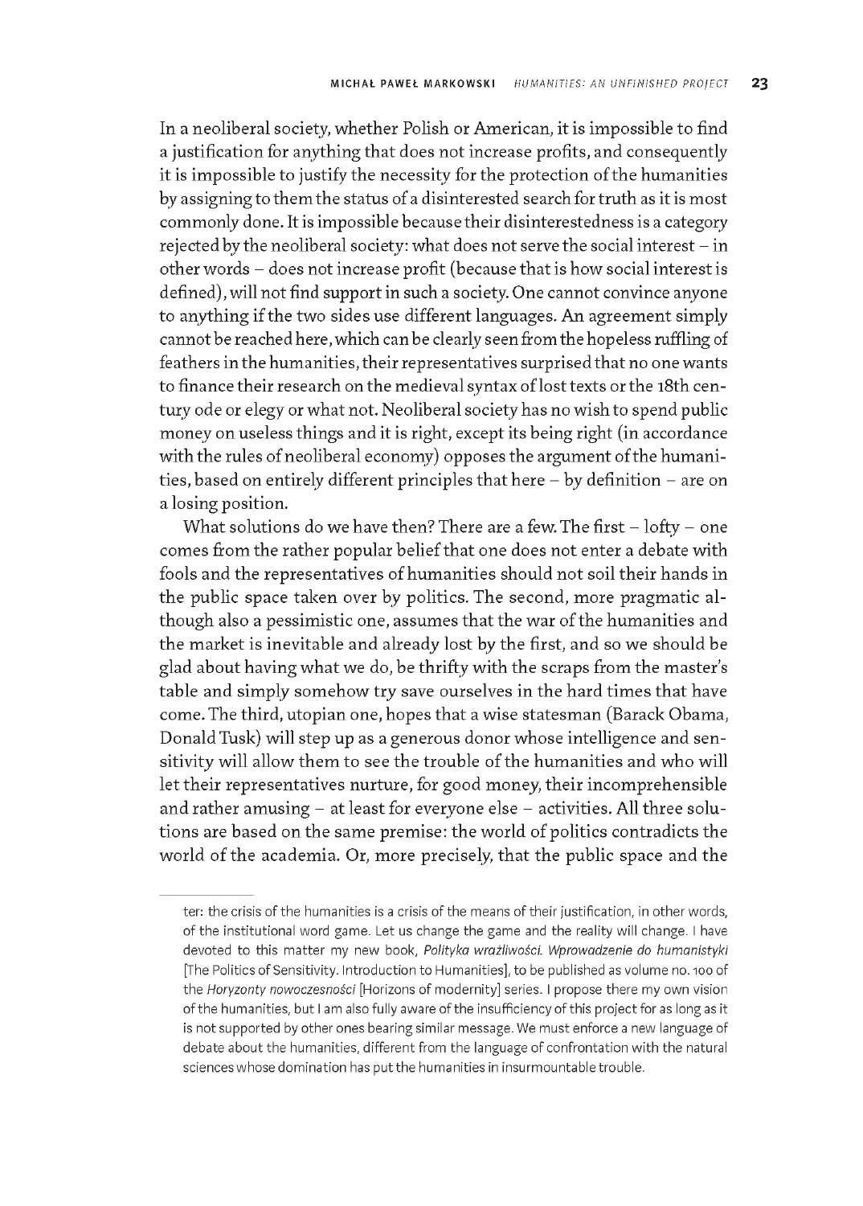In a neoliberal society, whether Polish or American, it is impossible to find a justification for anything that does not increase profits, and consequently it is impossible to justify the necessity for the protection of the humanities by assigning to them the status of a disinterested search for truth as it is most commonly done. It is impossible because their disinterestedness is a category rejected by the neoliberal society: what does not serve the social interest – in other words – does not increase profit (because that is how social interest is defined), will not find support in such a society. One cannot convince anyone to anything if the two sides use different languages. An agreement simply cannot be reached here, which can be clearly seen from the hopeless ruffling of feathers in the humanities, their representatives surprised that no one wants to finance their research on the medieval syntax of lost texts or the 18th century ode or elegy or what not. Neoliberal society has no wish to spend public money on useless things and it is right, except its being right (in accordance with the rules of neoliberal economy) opposes the argument of the humanities, based on entirely different principles that here – by definition – are on a losing position.

What solutions do we have then? There are a few. The first – lofty – one comes from the rather popular belief that one does not enter a debate with fools and the representatives of humanities should not soil their hands in the public space taken over by politics. The second, more pragmatic although also a pessimistic one, assumes that the war of the humanities and the market is inevitable and already lost by the first, and so we should be glad about having what we do, be thrifty with the scraps from the master's table and simply somehow try save ourselves in the hard times that have come. The third, utopian one, hopes that a wise statesman (Barack Obama, Donald Tusk) will step up as a generous donor whose intelligence and sensitivity will allow them to see the trouble of the humanities and who will let their representatives nurture, for good money, their incomprehensible and rather amusing – at least for everyone else – activities. All three solutions are based on the same premise: the world of politics contradicts the world of the academia. Or, more precisely, that the public space and the

---

ter: the crisis of the humanities is a crisis of the means of their justification, in other words, of the institutional word game. Let us change the game and the reality will change. I have devoted to this matter my new book, *Polityka wrażliwości. Wprowadzenie do humanistyki* [The Politics of Sensitivity. Introduction to Humanities], to be published as volume no. 100 of the *Horyzonty nowoczesności* [Horizons of modernity] series. I propose there my own vision of the humanities, but I am also fully aware of the insufficiency of this project for as long as it is not supported by other ones bearing similar message. We must enforce a new language of debate about the humanities, different from the language of confrontation with the natural sciences whose domination has put the humanities in insurmountable trouble.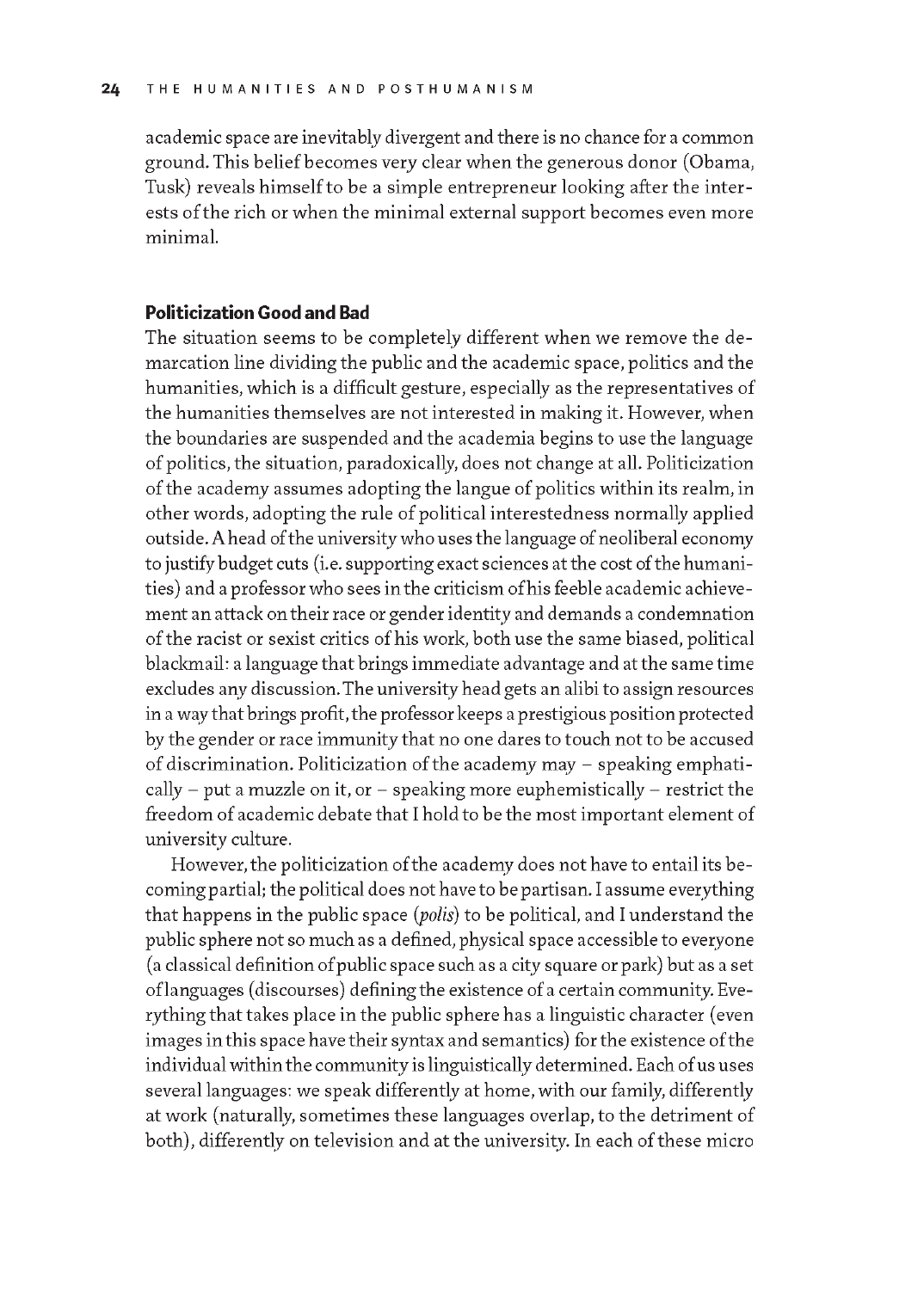academic space are inevitably divergent and there is no chance for a common ground. This belief becomes very clear when the generous donor (Obama, Tusk) reveals himself to be a simple entrepreneur looking after the interests of the rich or when the minimal external support becomes even more minimal.

## Politicization Good and Bad

The situation seems to be completely different when we remove the demarcation line dividing the public and the academic space, politics and the humanities, which is a difficult gesture, especially as the representatives of the humanities themselves are not interested in making it. However, when the boundaries are suspended and the academia begins to use the language of politics, the situation, paradoxically, does not change at all. Politicization of the academy assumes adopting the langue of politics within its realm, in other words, adopting the rule of political interestedness normally applied outside. A head of the university who uses the language of neoliberal economy to justify budget cuts (i.e. supporting exact sciences at the cost of the humanities) and a professor who sees in the criticism of his feeble academic achievement an attack on their race or gender identity and demands a condemnation of the racist or sexist critics of his work, both use the same biased, political blackmail: a language that brings immediate advantage and at the same time excludes any discussion. The university head gets an alibi to assign resources in a way that brings profit, the professor keeps a prestigious position protected by the gender or race immunity that no one dares to touch not to be accused of discrimination. Politicization of the academy may – speaking emphatically – put a muzzle on it, or – speaking more euphemistically – restrict the freedom of academic debate that I hold to be the most important element of university culture.

However, the politicization of the academy does not have to entail its becoming partial; the political does not have to be partisan. I assume everything that happens in the public space (*polis*) to be political, and I understand the public sphere not so much as a defined, physical space accessible to everyone (a classical definition of public space such as a city square or park) but as a set of languages (discourses) defining the existence of a certain community. Everything that takes place in the public sphere has a linguistic character (even images in this space have their syntax and semantics) for the existence of the individual within the community is linguistically determined. Each of us uses several languages: we speak differently at home, with our family, differently at work (naturally, sometimes these languages overlap, to the detriment of both), differently on television and at the university. In each of these micro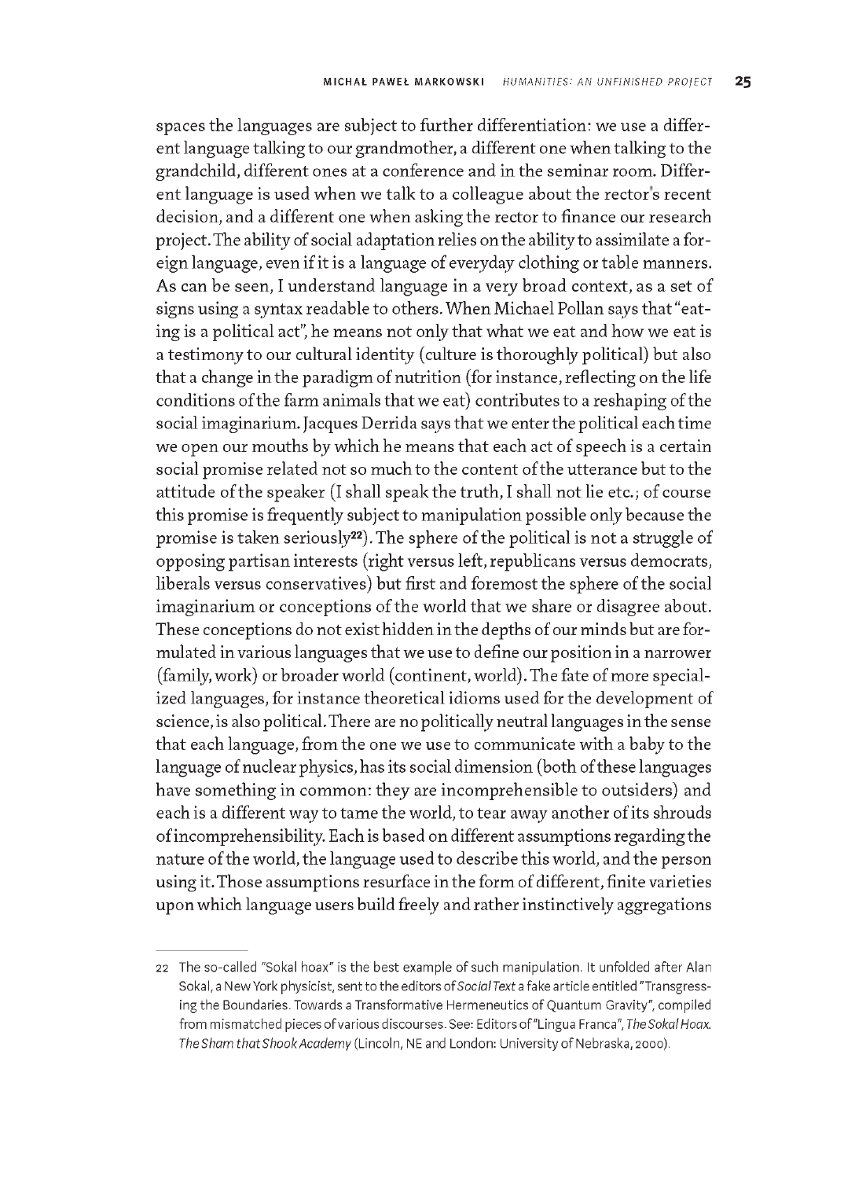spaces the languages are subject to further differentiation: we use a different language talking to our grandmother, a different one when talking to the grandchild, different ones at a conference and in the seminar room. Different language is used when we talk to a colleague about the rector's recent decision, and a different one when asking the rector to finance our research project. The ability of social adaptation relies on the ability to assimilate a foreign language, even if it is a language of everyday clothing or table manners. As can be seen, I understand language in a very broad context, as a set of signs using a syntax readable to others. When Michael Pollan says that "eating is a political act", he means not only that what we eat and how we eat is a testimony to our cultural identity (culture is thoroughly political) but also that a change in the paradigm of nutrition (for instance, reflecting on the life conditions of the farm animals that we eat) contributes to a reshaping of the social imaginarium. Jacques Derrida says that we enter the political each time we open our mouths by which he means that each act of speech is a certain social promise related not so much to the content of the utterance but to the attitude of the speaker (I shall speak the truth, I shall not lie etc.; of course this promise is frequently subject to manipulation possible only because the promise is taken seriously[22]). The sphere of the political is not a struggle of opposing partisan interests (right versus left, republicans versus democrats, liberals versus conservatives) but first and foremost the sphere of the social imaginarium or conceptions of the world that we share or disagree about. These conceptions do not exist hidden in the depths of our minds but are formulated in various languages that we use to define our position in a narrower (family, work) or broader world (continent, world). The fate of more specialized languages, for instance theoretical idioms used for the development of science, is also political. There are no politically neutral languages in the sense that each language, from the one we use to communicate with a baby to the language of nuclear physics, has its social dimension (both of these languages have something in common: they are incomprehensible to outsiders) and each is a different way to tame the world, to tear away another of its shrouds of incomprehensibility. Each is based on different assumptions regarding the nature of the world, the language used to describe this world, and the person using it. Those assumptions resurface in the form of different, finite varieties upon which language users build freely and rather instinctively aggregations

---

22 The so-called "Sokal hoax" is the best example of such manipulation. It unfolded after Alan Sokal, a New York physicist, sent to the editors of *Social Text* a fake article entitled "Transgressing the Boundaries. Towards a Transformative Hermeneutics of Quantum Gravity", compiled from mismatched pieces of various discourses. See: Editors of "Lingua Franca", *The Sokal Hoax. The Sham that Shook Academy* (Lincoln, NE and London: University of Nebraska, 2000).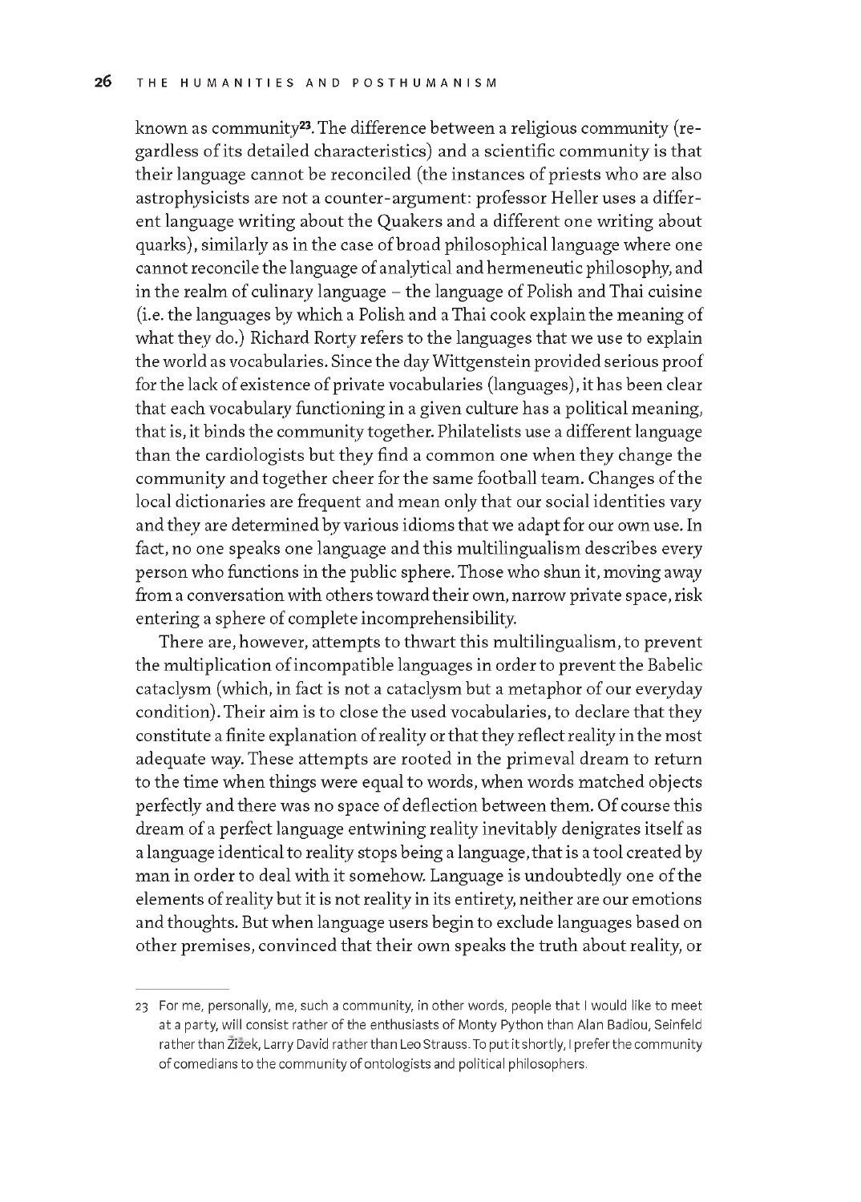known as community[23]. The difference between a religious community (regardless of its detailed characteristics) and a scientific community is that their language cannot be reconciled (the instances of priests who are also astrophysicists are not a counter-argument: professor Heller uses a different language writing about the Quakers and a different one writing about quarks), similarly as in the case of broad philosophical language where one cannot reconcile the language of analytical and hermeneutic philosophy, and in the realm of culinary language – the language of Polish and Thai cuisine (i.e. the languages by which a Polish and a Thai cook explain the meaning of what they do.) Richard Rorty refers to the languages that we use to explain the world as vocabularies. Since the day Wittgenstein provided serious proof for the lack of existence of private vocabularies (languages), it has been clear that each vocabulary functioning in a given culture has a political meaning, that is, it binds the community together. Philatelists use a different language than the cardiologists but they find a common one when they change the community and together cheer for the same football team. Changes of the local dictionaries are frequent and mean only that our social identities vary and they are determined by various idioms that we adapt for our own use. In fact, no one speaks one language and this multilingualism describes every person who functions in the public sphere. Those who shun it, moving away from a conversation with others toward their own, narrow private space, risk entering a sphere of complete incomprehensibility.

There are, however, attempts to thwart this multilingualism, to prevent the multiplication of incompatible languages in order to prevent the Babelic cataclysm (which, in fact is not a cataclysm but a metaphor of our everyday condition). Their aim is to close the used vocabularies, to declare that they constitute a finite explanation of reality or that they reflect reality in the most adequate way. These attempts are rooted in the primeval dream to return to the time when things were equal to words, when words matched objects perfectly and there was no space of deflection between them. Of course this dream of a perfect language entwining reality inevitably denigrates itself as a language identical to reality stops being a language, that is a tool created by man in order to deal with it somehow. Language is undoubtedly one of the elements of reality but it is not reality in its entirety, neither are our emotions and thoughts. But when language users begin to exclude languages based on other premises, convinced that their own speaks the truth about reality, or

---

23 For me, personally, me, such a community, in other words, people that I would like to meet at a party, will consist rather of the enthusiasts of Monty Python than Alan Badiou, Seinfeld rather than Žižek, Larry David rather than Leo Strauss. To put it shortly, I prefer the community of comedians to the community of ontologists and political philosophers.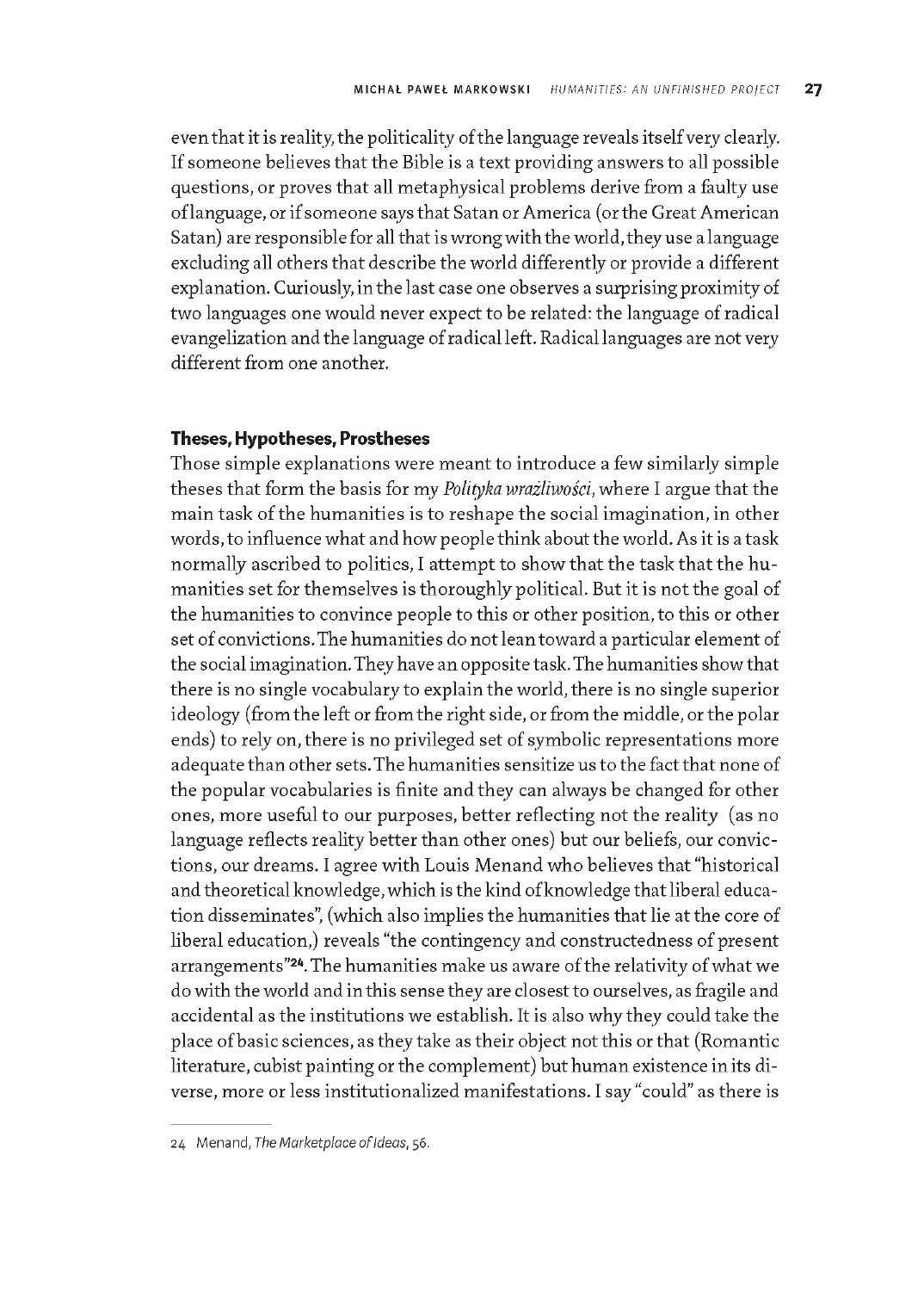even that it is reality, the politicality of the language reveals itself very clearly. If someone believes that the Bible is a text providing answers to all possible questions, or proves that all metaphysical problems derive from a faulty use of language, or if someone says that Satan or America (or the Great American Satan) are responsible for all that is wrong with the world, they use a language excluding all others that describe the world differently or provide a different explanation. Curiously, in the last case one observes a surprising proximity of two languages one would never expect to be related: the language of radical evangelization and the language of radical left. Radical languages are not very different from one another.

### Theses, Hypotheses, Prostheses

Those simple explanations were meant to introduce a few similarly simple theses that form the basis for my *Polityka wrażliwości*, where I argue that the main task of the humanities is to reshape the social imagination, in other words, to influence what and how people think about the world. As it is a task normally ascribed to politics, I attempt to show that the task that the humanities set for themselves is thoroughly political. But it is not the goal of the humanities to convince people to this or other position, to this or other set of convictions. The humanities do not lean toward a particular element of the social imagination. They have an opposite task. The humanities show that there is no single vocabulary to explain the world, there is no single superior ideology (from the left or from the right side, or from the middle, or the polar ends) to rely on, there is no privileged set of symbolic representations more adequate than other sets. The humanities sensitize us to the fact that none of the popular vocabularies is finite and they can always be changed for other ones, more useful to our purposes, better reflecting not the reality (as no language reflects reality better than other ones) but our beliefs, our convictions, our dreams. I agree with Louis Menand who believes that "historical and theoretical knowledge, which is the kind of knowledge that liberal education disseminates", (which also implies the humanities that lie at the core of liberal education,) reveals "the contingency and constructedness of present arrangements"[24]. The humanities make us aware of the relativity of what we do with the world and in this sense they are closest to ourselves, as fragile and accidental as the institutions we establish. It is also why they could take the place of basic sciences, as they take as their object not this or that (Romantic literature, cubist painting or the complement) but human existence in its diverse, more or less institutionalized manifestations. I say "could" as there is

24 Menand, *The Marketplace of Ideas*, 56.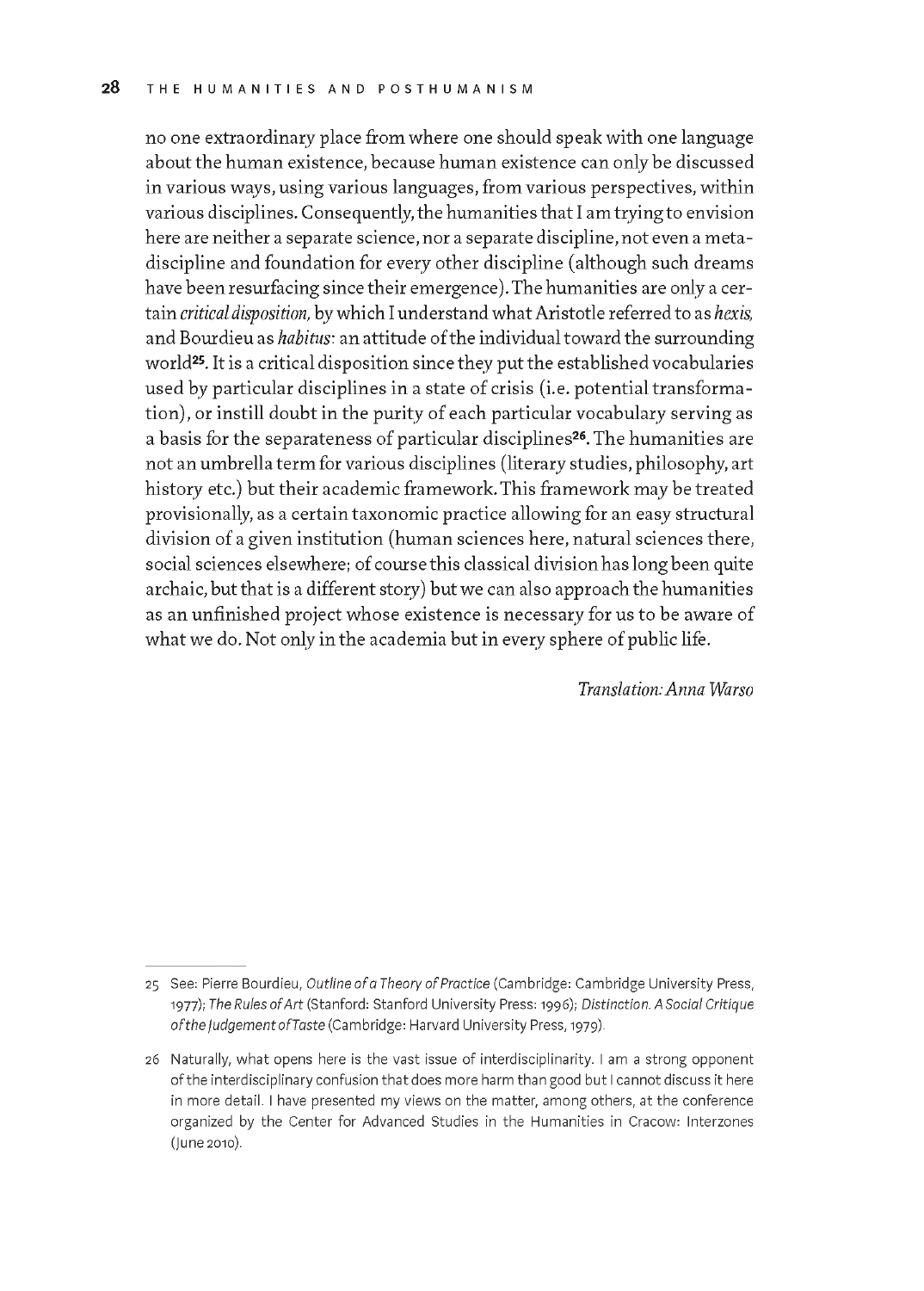no one extraordinary place from where one should speak with one language about the human existence, because human existence can only be discussed in various ways, using various languages, from various perspectives, within various disciplines. Consequently, the humanities that I am trying to envision here are neither a separate science, nor a separate discipline, not even a meta-discipline and foundation for every other discipline (although such dreams have been resurfacing since their emergence). The humanities are only a certain *critical disposition*, by which I understand what Aristotle referred to as *hexis*, and Bourdieu as *habitus*: an attitude of the individual toward the surrounding world[25]. It is a critical disposition since they put the established vocabularies used by particular disciplines in a state of crisis (i.e. potential transformation), or instill doubt in the purity of each particular vocabulary serving as a basis for the separateness of particular disciplines[26]. The humanities are not an umbrella term for various disciplines (literary studies, philosophy, art history etc.) but their academic framework. This framework may be treated provisionally, as a certain taxonomic practice allowing for an easy structural division of a given institution (human sciences here, natural sciences there, social sciences elsewhere; of course this classical division has long been quite archaic, but that is a different story) but we can also approach the humanities as an unfinished project whose existence is necessary for us to be aware of what we do. Not only in the academia but in every sphere of public life.

*Translation: Anna Warso*

---

25 See: Pierre Bourdieu, *Outline of a Theory of Practice* (Cambridge: Cambridge University Press, 1977); *The Rules of Art* (Stanford: Stanford University Press: 1996); *Distinction. A Social Critique of the Judgement of Taste* (Cambridge: Harvard University Press, 1979).

26 Naturally, what opens here is the vast issue of interdisciplinarity. I am a strong opponent of the interdisciplinary confusion that does more harm than good but I cannot discuss it here in more detail. I have presented my views on the matter, among others, at the conference organized by the Center for Advanced Studies in the Humanities in Cracow: Interzones (June 2010).